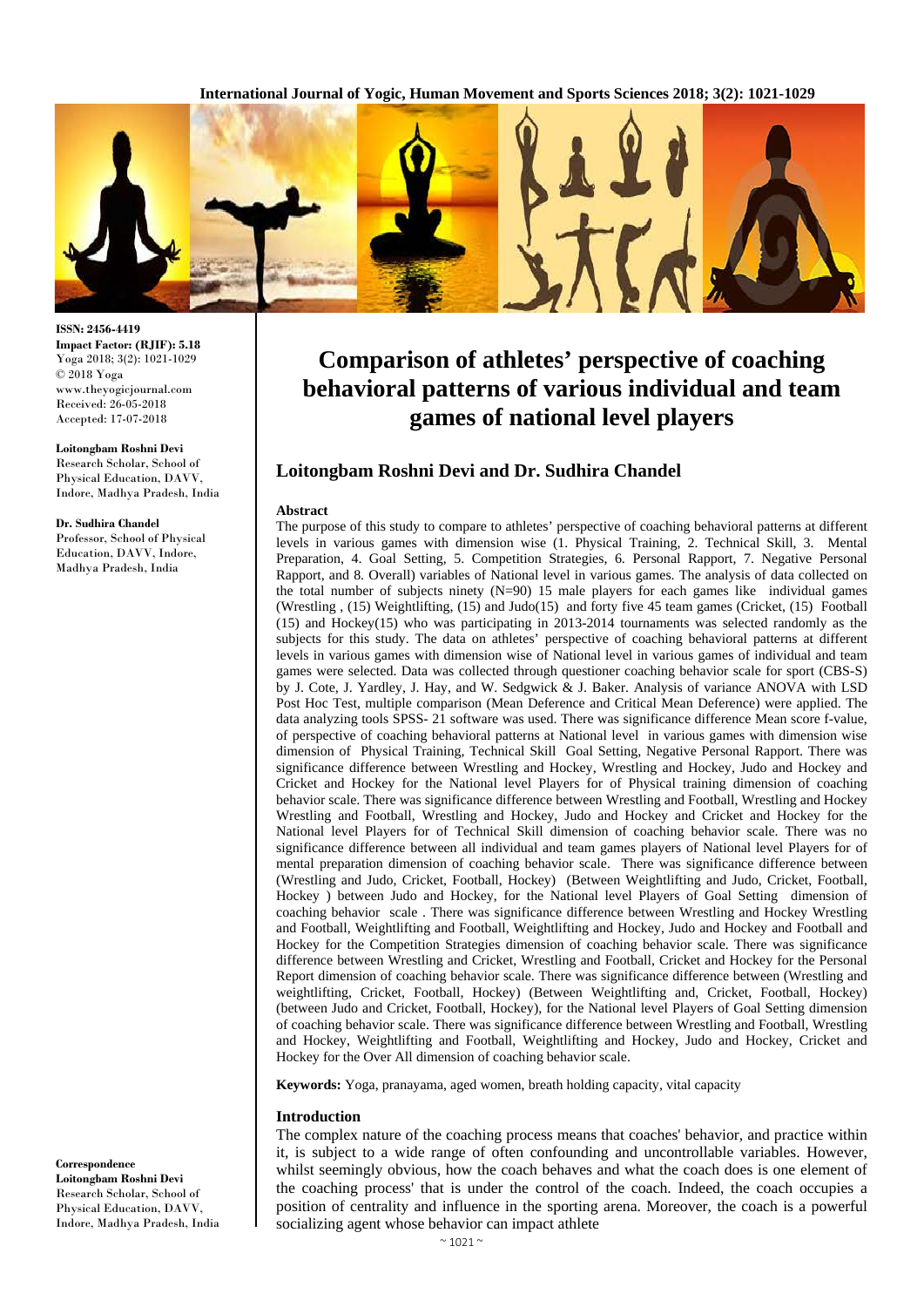ISSN: 2456-4419
**Impact Factor: (RJIF): 5.18**
Yoga 2018; 3(2): 1021-1029
© 2018 Yoga
www.theyogicjournal.com
Received: 26-05-2018
Accepted: 17-07-2018

**Loitongbam Roshni Devi**
Research Scholar, School of Physical Education, DAVV, Indore, Madhya Pradesh, India

**Dr. Sudhira Chandel**
Professor, School of Physical Education, DAVV, Indore, Madhya Pradesh, India

**Correspondence**
**Loitongbam Roshni Devi**
Research Scholar, School of Physical Education, DAVV, Indore, Madhya Pradesh, India

# Comparison of athletes' perspective of coaching behavioral patterns of various individual and team games of national level players

## Loitongbam Roshni Devi and Dr. Sudhira Chandel

### Abstract

The purpose of this study to compare to athletes' perspective of coaching behavioral patterns at different levels in various games with dimension wise (1. Physical Training, 2. Technical Skill, 3. Mental Preparation, 4. Goal Setting, 5. Competition Strategies, 6. Personal Rapport, 7. Negative Personal Rapport, and 8. Overall) variables of National level in various games. The analysis of data collected on the total number of subjects ninety (N=90) 15 male players for each games like individual games (Wrestling , (15) Weightlifting, (15) and Judo(15) and forty five 45 team games (Cricket, (15) Football (15) and Hockey(15) who was participating in 2013-2014 tournaments was selected randomly as the subjects for this study. The data on athletes' perspective of coaching behavioral patterns at different levels in various games with dimension wise of National level in various games of individual and team games were selected. Data was collected through questioner coaching behavior scale for sport (CBS-S) by J. Cote, J. Yardley, J. Hay, and W. Sedgwick & J. Baker. Analysis of variance ANOVA with LSD Post Hoc Test, multiple comparison (Mean Deference and Critical Mean Deference) were applied. The data analyzing tools SPSS- 21 software was used. There was significance difference Mean score f-value, of perspective of coaching behavioral patterns at National level in various games with dimension wise dimension of Physical Training, Technical Skill Goal Setting, Negative Personal Rapport. There was significance difference between Wrestling and Hockey, Wrestling and Hockey, Judo and Hockey and Cricket and Hockey for the National level Players for of Physical training dimension of coaching behavior scale. There was significance difference between Wrestling and Football, Wrestling and Hockey Wrestling and Football, Wrestling and Hockey, Judo and Hockey and Cricket and Hockey for the National level Players for of Technical Skill dimension of coaching behavior scale. There was no significance difference between all individual and team games players of National level Players for of mental preparation dimension of coaching behavior scale. There was significance difference between (Wrestling and Judo, Cricket, Football, Hockey) (Between Weightlifting and Judo, Cricket, Football, Hockey ) between Judo and Hockey, for the National level Players of Goal Setting dimension of coaching behavior scale . There was significance difference between Wrestling and Hockey Wrestling and Football, Weightlifting and Football, Weightlifting and Hockey, Judo and Hockey and Football and Hockey for the Competition Strategies dimension of coaching behavior scale. There was significance difference between Wrestling and Cricket, Wrestling and Football, Cricket and Hockey for the Personal Report dimension of coaching behavior scale. There was significance difference between (Wrestling and weightlifting, Cricket, Football, Hockey) (Between Weightlifting and, Cricket, Football, Hockey) (between Judo and Cricket, Football, Hockey), for the National level Players of Goal Setting dimension of coaching behavior scale. There was significance difference between Wrestling and Football, Wrestling and Hockey, Weightlifting and Football, Weightlifting and Hockey, Judo and Hockey, Cricket and Hockey for the Over All dimension of coaching behavior scale.

**Keywords:** Yoga, pranayama, aged women, breath holding capacity, vital capacity

### Introduction

The complex nature of the coaching process means that coaches' behavior, and practice within it, is subject to a wide range of often confounding and uncontrollable variables. However, whilst seemingly obvious, how the coach behaves and what the coach does is one element of the coaching process' that is under the control of the coach. Indeed, the coach occupies a position of centrality and influence in the sporting arena. Moreover, the coach is a powerful socializing agent whose behavior can impact athlete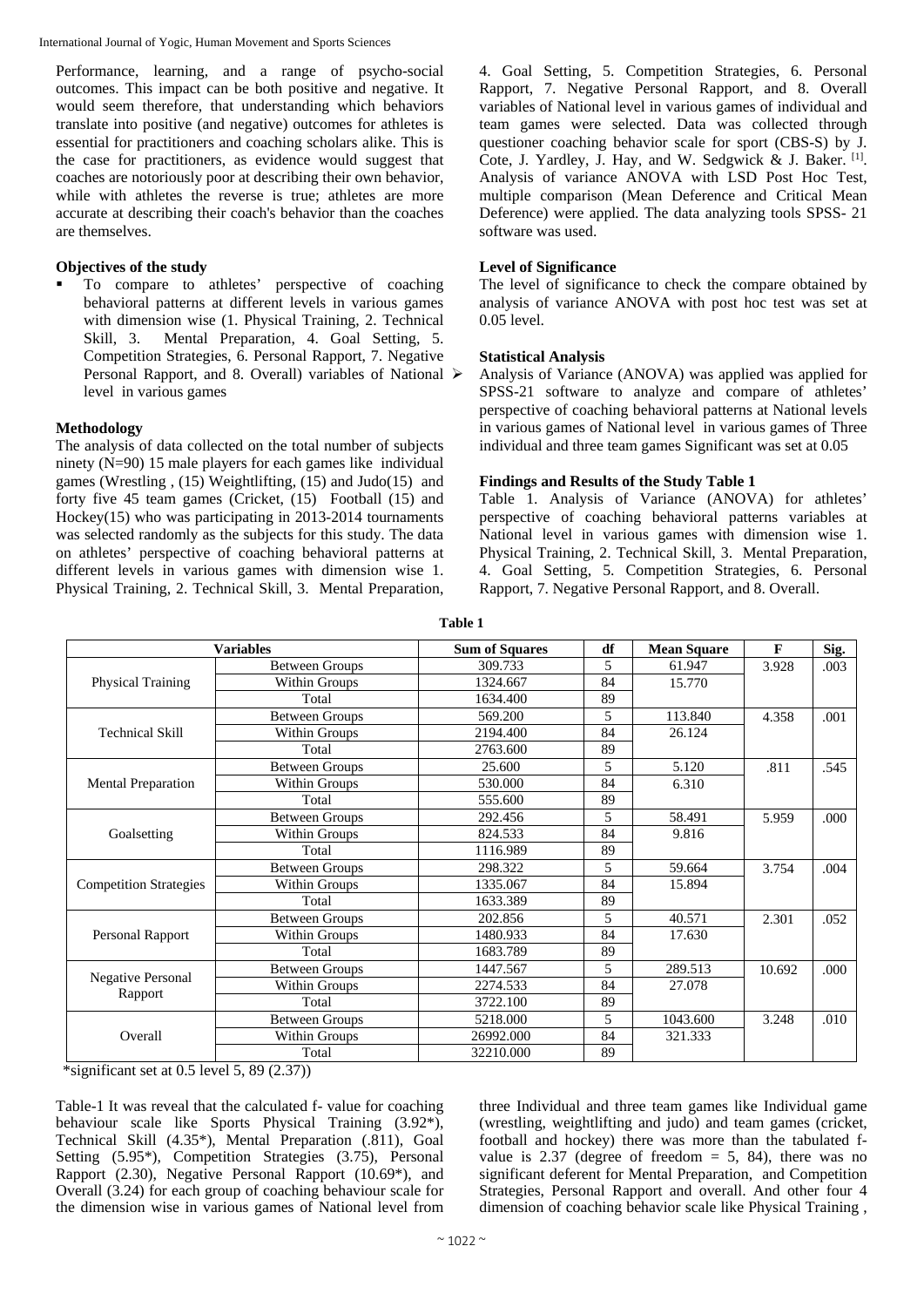Performance, learning, and a range of psycho-social outcomes. This impact can be both positive and negative. It would seem therefore, that understanding which behaviors translate into positive (and negative) outcomes for athletes is essential for practitioners and coaching scholars alike. This is the case for practitioners, as evidence would suggest that coaches are notoriously poor at describing their own behavior, while with athletes the reverse is true; athletes are more accurate at describing their coach's behavior than the coaches are themselves.

### Objectives of the study

- To compare to athletes' perspective of coaching behavioral patterns at different levels in various games with dimension wise (1. Physical Training, 2. Technical Skill, 3. Mental Preparation, 4. Goal Setting, 5. Competition Strategies, 6. Personal Rapport, 7. Negative Personal Rapport, and 8. Overall) variables of National level in various games

### Methodology

The analysis of data collected on the total number of subjects ninety (N=90) 15 male players for each games like individual games (Wrestling , (15) Weightlifting, (15) and Judo(15) and forty five 45 team games (Cricket, (15) Football (15) and Hockey(15) who was participating in 2013-2014 tournaments was selected randomly as the subjects for this study. The data on athletes' perspective of coaching behavioral patterns at different levels in various games with dimension wise 1. Physical Training, 2. Technical Skill, 3. Mental Preparation, 4. Goal Setting, 5. Competition Strategies, 6. Personal Rapport, 7. Negative Personal Rapport, and 8. Overall variables of National level in various games of individual and team games were selected. Data was collected through questioner coaching behavior scale for sport (CBS-S) by J. Cote, J. Yardley, J. Hay, and W. Sedgwick & J. Baker. [1]. Analysis of variance ANOVA with LSD Post Hoc Test, multiple comparison (Mean Deference and Critical Mean Deference) were applied. The data analyzing tools SPSS- 21 software was used.

### Level of Significance

The level of significance to check the compare obtained by analysis of variance ANOVA with post hoc test was set at 0.05 level.

### Statistical Analysis

- Analysis of Variance (ANOVA) was applied was applied for SPSS-21 software to analyze and compare of athletes' perspective of coaching behavioral patterns at National levels in various games of National level in various games of Three individual and three team games Significant was set at 0.05

### Findings and Results of the Study Table 1

Table 1. Analysis of Variance (ANOVA) for athletes' perspective of coaching behavioral patterns variables at National level in various games with dimension wise 1. Physical Training, 2. Technical Skill, 3. Mental Preparation, 4. Goal Setting, 5. Competition Strategies, 6. Personal Rapport, 7. Negative Personal Rapport, and 8. Overall.

**Table 1**

| Variables | | Sum of Squares | df | Mean Square | F | Sig. |
|---|---|---|---|---|---|---|
| Physical Training | Between Groups | 309.733 | 5 | 61.947 | 3.928 | .003 |
| | Within Groups | 1324.667 | 84 | 15.770 | | |
| | Total | 1634.400 | 89 | | | |
| Technical Skill | Between Groups | 569.200 | 5 | 113.840 | 4.358 | .001 |
| | Within Groups | 2194.400 | 84 | 26.124 | | |
| | Total | 2763.600 | 89 | | | |
| Mental Preparation | Between Groups | 25.600 | 5 | 5.120 | .811 | .545 |
| | Within Groups | 530.000 | 84 | 6.310 | | |
| | Total | 555.600 | 89 | | | |
| Goalsetting | Between Groups | 292.456 | 5 | 58.491 | 5.959 | .000 |
| | Within Groups | 824.533 | 84 | 9.816 | | |
| | Total | 1116.989 | 89 | | | |
| Competition Strategies | Between Groups | 298.322 | 5 | 59.664 | 3.754 | .004 |
| | Within Groups | 1335.067 | 84 | 15.894 | | |
| | Total | 1633.389 | 89 | | | |
| Personal Rapport | Between Groups | 202.856 | 5 | 40.571 | 2.301 | .052 |
| | Within Groups | 1480.933 | 84 | 17.630 | | |
| | Total | 1683.789 | 89 | | | |
| Negative Personal Rapport | Between Groups | 1447.567 | 5 | 289.513 | 10.692 | .000 |
| | Within Groups | 2274.533 | 84 | 27.078 | | |
| | Total | 3722.100 | 89 | | | |
| Overall | Between Groups | 5218.000 | 5 | 1043.600 | 3.248 | .010 |
| | Within Groups | 26992.000 | 84 | 321.333 | | |
| | Total | 32210.000 | 89 | | | |

*significant set at 0.5 level 5, 89 (2.37))

Table-1 It was reveal that the calculated f- value for coaching behaviour scale like Sports Physical Training (3.92*), Technical Skill (4.35*), Mental Preparation (.811), Goal Setting (5.95*), Competition Strategies (3.75), Personal Rapport (2.30), Negative Personal Rapport (10.69*), and Overall (3.24) for each group of coaching behaviour scale for the dimension wise in various games of National level from three Individual and three team games like Individual game (wrestling, weightlifting and judo) and team games (cricket, football and hockey) there was more than the tabulated f-value is 2.37 (degree of freedom = 5, 84), there was no significant deferent for Mental Preparation, and Competition Strategies, Personal Rapport and overall. And other four 4 dimension of coaching behavior scale like Physical Training ,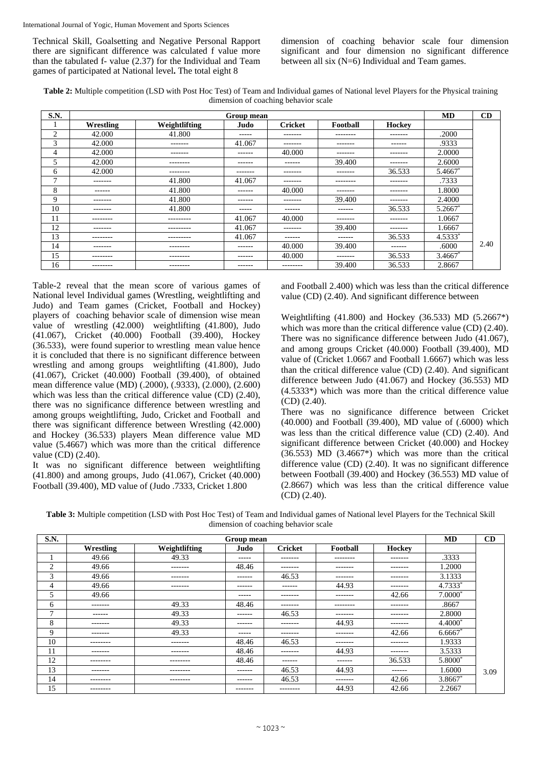Technical Skill, Goalsetting and Negative Personal Rapport there are significant difference was calculated f value more than the tabulated f- value (2.37) for the Individual and Team games of participated at National level**.** The total eight 8 dimension of coaching behavior scale four dimension significant and four dimension no significant difference between all six (N=6) Individual and Team games.

**Table 2:** Multiple competition (LSD with Post Hoc Test) of Team and Individual games of National level Players for the Physical training dimension of coaching behavior scale

| S.N. | Group mean | | | | | | MD | CD |
|---|---|---|---|---|---|---|---|---|
| 1 | **Wrestling** | **Weightlifting** | **Judo** | **Cricket** | **Football** | **Hockey** | | |
| 2 | 42.000 | 41.800 | ----- | ------- | -------- | ------- | .2000 | |
| 3 | 42.000 | ------- | 41.067 | ------- | ------- | ------ | .9333 | |
| 4 | 42.000 | ------- | ------ | 40.000 | ------- | ------- | 2.0000 | |
| 5 | 42.000 | -------- | ------ | ------ | 39.400 | ------- | 2.6000 | |
| 6 | 42.000 | -------- | ------- | ------- | ------- | 36.533 | 5.4667* | |
| 7 | ------- | 41.800 | 41.067 | ------- | -------- | ------- | .7333 | |
| 8 | ------ | 41.800 | ------ | 40.000 | ------- | ------- | 1.8000 | |
| 9 | ------- | 41.800 | ------ | ------- | 39.400 | ------- | 2.4000 | |
| 10 | ------- | 41.800 | ----- | ------ | ------ | 36.533 | 5.2667* | |
| 11 | -------- | --------- | 41.067 | 40.000 | ------- | ------- | 1.0667 | |
| 12 | ------- | --------- | 41.067 | ------- | 39.400 | ------- | 1.6667 | |
| 13 | -------- | --------- | 41.067 | ------ | ------ | 36.533 | 4.5333* | |
| 14 | ------- | -------- | ------ | 40.000 | 39.400 | ------ | .6000 | 2.40 |
| 15 | -------- | -------- | ------ | 40.000 | ------- | 36.533 | 3.4667* | |
| 16 | -------- | -------- | ------ | -------- | 39.400 | 36.533 | 2.8667 | |

Table-2 reveal that the mean score of various games of National level Individual games (Wrestling, weightlifting and Judo) and Team games (Cricket, Football and Hockey) players of coaching behavior scale of dimension wise mean value of wrestling (42.000) weightlifting (41.800), Judo (41.067), Cricket (40.000) Football (39.400), Hockey (36.533), were found superior to wrestling mean value hence it is concluded that there is no significant difference between wrestling and among groups weightlifting (41.800), Judo (41.067), Cricket (40.000) Football (39.400), of obtained mean difference value (MD) (.2000), (.9333), (2.000), (2.600) which was less than the critical difference value (CD) (2.40), there was no significance difference between wrestling and among groups weightlifting, Judo, Cricket and Football and there was significant difference between Wrestling (42.000) and Hockey (36.533) players Mean difference value MD value (5.4667) which was more than the critical difference value (CD) (2.40).

It was no significant difference between weightlifting (41.800) and among groups, Judo (41.067), Cricket (40.000) Football (39.400), MD value of (Judo .7333, Cricket 1.800 and Football 2.400) which was less than the critical difference value (CD) (2.40). And significant difference between

Weightlifting (41.800) and Hockey (36.533) MD (5.2667*) which was more than the critical difference value (CD) (2.40). There was no significance difference between Judo (41.067), and among groups Cricket (40.000) Football (39.400), MD value of (Cricket 1.0667 and Football 1.6667) which was less than the critical difference value (CD) (2.40). And significant difference between Judo (41.067) and Hockey (36.553) MD (4.5333*) which was more than the critical difference value (CD) (2.40).

There was no significance difference between Cricket (40.000) and Football (39.400), MD value of (.6000) which was less than the critical difference value (CD) (2.40). And significant difference between Cricket (40.000) and Hockey (36.553) MD (3.4667*) which was more than the critical difference value (CD) (2.40). It was no significant difference between Football (39.400) and Hockey (36.553) MD value of (2.8667) which was less than the critical difference value (CD) (2.40).

**Table 3:** Multiple competition (LSD with Post Hoc Test) of Team and Individual games of National level Players for the Technical Skill dimension of coaching behavior scale

| S.N. | Group mean | | | | | | MD | CD |
|---|---|---|---|---|---|---|---|---|
| | **Wrestling** | **Weightlifting** | **Judo** | **Cricket** | **Football** | **Hockey** | | |
| 1 | 49.66 | 49.33 | ----- | ------- | -------- | ------- | .3333 | |
| 2 | 49.66 | ------- | 48.46 | ------- | ------- | ------- | 1.2000 | |
| 3 | 49.66 | ------- | ------ | 46.53 | ------- | ------- | 3.1333 | |
| 4 | 49.66 | ------- | ------ | ------ | 44.93 | ------- | 4.7333* | |
| 5 | 49.66 | | ----- | ------- | ------- | 42.66 | 7.0000* | |
| 6 | ------- | 49.33 | 48.46 | ------- | -------- | ------- | .8667 | |
| 7 | ------ | 49.33 | ------ | 46.53 | ------- | ------- | 2.8000 | |
| 8 | ------- | 49.33 | ------ | ------- | 44.93 | ------- | 4.4000* | |
| 9 | ------- | 49.33 | ----- | ------- | ------- | 42.66 | 6.6667* | |
| 10 | -------- | ------- | 48.46 | 46.53 | ------- | ------- | 1.9333 | |
| 11 | ------- | ------- | 48.46 | ------- | 44.93 | ------- | 3.5333 | |
| 12 | -------- | -------- | 48.46 | ------ | ------ | 36.533 | 5.8000* | |
| 13 | ------- | -------- | ------ | 46.53 | 44.93 | ------ | 1.6000 | 3.09 |
| 14 | -------- | -------- | ------ | 46.53 | ------- | 42.66 | 3.8667* | |
| 15 | -------- | | ------- | -------- | 44.93 | 42.66 | 2.2667 | |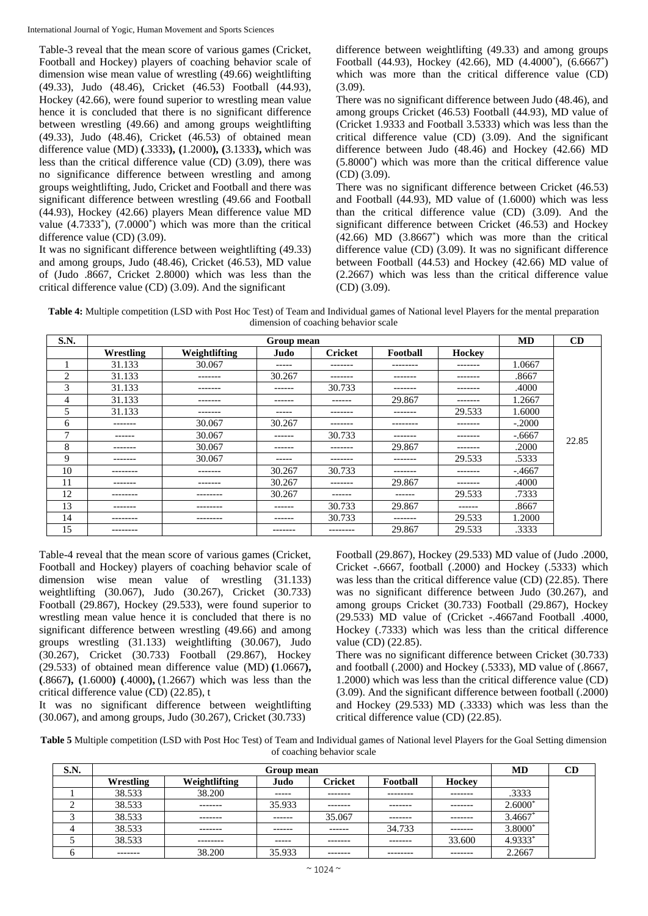Table-3 reveal that the mean score of various games (Cricket, Football and Hockey) players of coaching behavior scale of dimension wise mean value of wrestling (49.66) weightlifting (49.33), Judo (48.46), Cricket (46.53) Football (44.93), Hockey (42.66), were found superior to wrestling mean value hence it is concluded that there is no significant difference between wrestling (49.66) and among groups weightlifting (49.33), Judo (48.46), Cricket (46.53) of obtained mean difference value (MD) **(**.3333**), (**1.2000**), (**3.1333**),** which was less than the critical difference value (CD) (3.09), there was no significance difference between wrestling and among groups weightlifting, Judo, Cricket and Football and there was significant difference between wrestling (49.66 and Football (44.93), Hockey (42.66) players Mean difference value MD value (4.7333*), (7.0000*) which was more than the critical difference value (CD) (3.09).

It was no significant difference between weightlifting (49.33) and among groups, Judo (48.46), Cricket (46.53), MD value of (Judo .8667, Cricket 2.8000) which was less than the critical difference value (CD) (3.09). And the significant difference between weightlifting (49.33) and among groups Football (44.93), Hockey (42.66), MD (4.4000*), (6.6667*) which was more than the critical difference value (CD) (3.09).

There was no significant difference between Judo (48.46), and among groups Cricket (46.53) Football (44.93), MD value of (Cricket 1.9333 and Football 3.5333) which was less than the critical difference value (CD) (3.09). And the significant difference between Judo (48.46) and Hockey (42.66) MD (5.8000*) which was more than the critical difference value (CD) (3.09).

There was no significant difference between Cricket (46.53) and Football (44.93), MD value of (1.6000) which was less than the critical difference value (CD) (3.09). And the significant difference between Cricket (46.53) and Hockey (42.66) MD (3.8667*) which was more than the critical difference value (CD) (3.09). It was no significant difference between Football (44.53) and Hockey (42.66) MD value of (2.2667) which was less than the critical difference value (CD) (3.09).

**Table 4:** Multiple competition (LSD with Post Hoc Test) of Team and Individual games of National level Players for the mental preparation dimension of coaching behavior scale

| S.N. | Group mean | | | | | | MD | CD |
|---|---|---|---|---|---|---|---|---|
| | Wrestling | Weightlifting | Judo | Cricket | Football | Hockey | | |
| 1 | 31.133 | 30.067 | ----- | ------- | -------- | ------- | 1.0667 | 22.85 |
| 2 | 31.133 | ------- | 30.267 | ------- | ------- | ------- | .8667 | |
| 3 | 31.133 | ------- | ------ | 30.733 | ------- | ------- | .4000 | |
| 4 | 31.133 | ------- | ------ | ------ | 29.867 | ------- | 1.2667 | |
| 5 | 31.133 | ------- | ----- | ------- | ------- | 29.533 | 1.6000 | |
| 6 | ------- | 30.067 | 30.267 | ------- | -------- | ------- | -.2000 | |
| 7 | ------ | 30.067 | ------ | 30.733 | ------- | ------- | -.6667 | |
| 8 | ------- | 30.067 | ------ | ------- | 29.867 | ------- | .2000 | |
| 9 | ------- | 30.067 | ----- | ------- | ------- | 29.533 | .5333 | |
| 10 | -------- | ------- | 30.267 | 30.733 | ------- | ------- | -.4667 | |
| 11 | ------- | ------- | 30.267 | ------- | 29.867 | ------- | .4000 | |
| 12 | -------- | -------- | 30.267 | ------ | ------ | 29.533 | .7333 | |
| 13 | ------- | -------- | ------ | 30.733 | 29.867 | ------ | .8667 | |
| 14 | -------- | -------- | ------ | 30.733 | ------- | 29.533 | 1.2000 | |
| 15 | -------- | | ------- | -------- | 29.867 | 29.533 | .3333 | |

Table-4 reveal that the mean score of various games (Cricket, Football and Hockey) players of coaching behavior scale of dimension wise mean value of wrestling (31.133) weightlifting (30.067), Judo (30.267), Cricket (30.733) Football (29.867), Hockey (29.533), were found superior to wrestling mean value hence it is concluded that there is no significant difference between wrestling (49.66) and among groups wrestling (31.133) weightlifting (30.067), Judo (30.267), Cricket (30.733) Football (29.867), Hockey (29.533) of obtained mean difference value (MD) **(**1.0667**), (**.8667**), (**1.6000**) (**.4000**),** (1.2667) which was less than the critical difference value (CD) (22.85), t

It was no significant difference between weightlifting (30.067), and among groups, Judo (30.267), Cricket (30.733) Football (29.867), Hockey (29.533) MD value of (Judo .2000, Cricket -.6667, football (.2000) and Hockey (.5333) which was less than the critical difference value (CD) (22.85). There was no significant difference between Judo (30.267), and among groups Cricket (30.733) Football (29.867), Hockey (29.533) MD value of (Cricket -.4667and Football .4000, Hockey (.7333) which was less than the critical difference value (CD) (22.85).

There was no significant difference between Cricket (30.733) and football (.2000) and Hockey (.5333), MD value of (.8667, 1.2000) which was less than the critical difference value (CD) (3.09). And the significant difference between football (.2000) and Hockey (29.533) MD (.3333) which was less than the critical difference value (CD) (22.85).

**Table 5** Multiple competition (LSD with Post Hoc Test) of Team and Individual games of National level Players for the Goal Setting dimension of coaching behavior scale

| S.N. | Group mean | | | | | | MD | CD |
|---|---|---|---|---|---|---|---|---|
| | Wrestling | Weightlifting | Judo | Cricket | Football | Hockey | | |
| 1 | 38.533 | 38.200 | ----- | ------- | -------- | ------- | .3333 | |
| 2 | 38.533 | ------- | 35.933 | ------- | ------- | ------- | 2.6000* | |
| 3 | 38.533 | ------- | ------ | 35.067 | ------- | ------- | 3.4667* | |
| 4 | 38.533 | ------- | ------ | ------ | 34.733 | ------- | 3.8000* | |
| 5 | 38.533 | -------- | ----- | ------- | ------- | 33.600 | 4.9333* | |
| 6 | ------- | 38.200 | 35.933 | ------- | -------- | ------- | 2.2667 | |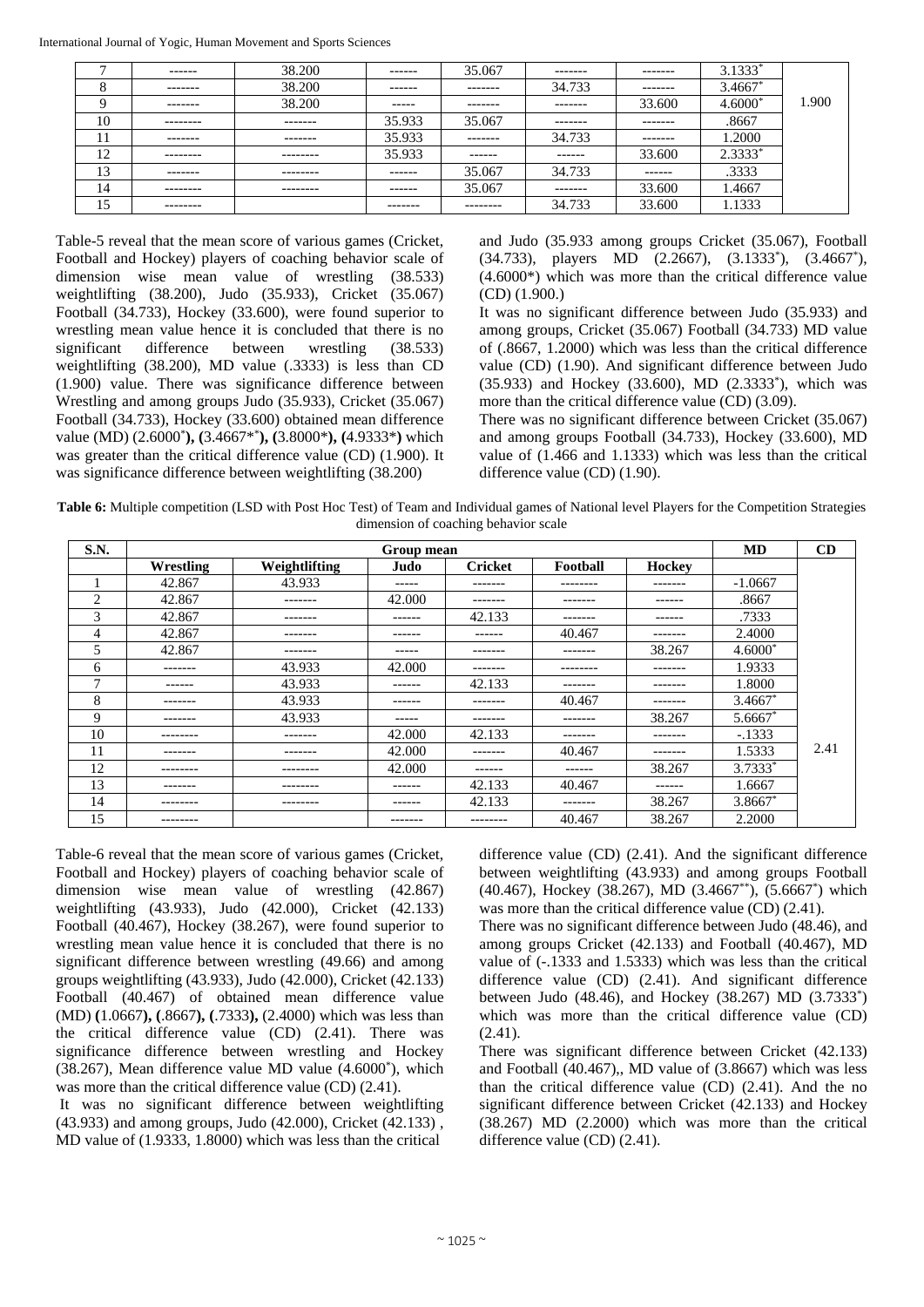| 7 | ------ | 38.200 | ------ | 35.067 | ------- | ------- | 3.1333* | 1.900 |
|---|---|---|---|---|---|---|---|---|
| 8 | ------- | 38.200 | ------ | ------- | 34.733 | ------- | 3.4667* | |
| 9 | ------- | 38.200 | ----- | ------- | ------- | 33.600 | 4.6000* | |
| 10 | -------- | ------- | 35.933 | 35.067 | ------- | ------- | .8667 | |
| 11 | ------- | ------- | 35.933 | ------- | 34.733 | ------- | 1.2000 | |
| 12 | -------- | -------- | 35.933 | ------ | ------ | 33.600 | 2.3333* | |
| 13 | ------- | -------- | ------ | 35.067 | 34.733 | ------ | .3333 | |
| 14 | -------- | -------- | ------ | 35.067 | ------- | 33.600 | 1.4667 | |
| 15 | -------- | | ------- | -------- | 34.733 | 33.600 | 1.1333 | |

Table-5 reveal that the mean score of various games (Cricket, Football and Hockey) players of coaching behavior scale of dimension wise mean value of wrestling (38.533) weightlifting (38.200), Judo (35.933), Cricket (35.067) Football (34.733), Hockey (33.600), were found superior to wrestling mean value hence it is concluded that there is no significant difference between wrestling (38.533) weightlifting (38.200), MD value (.3333) is less than CD (1.900) value. There was significance difference between Wrestling and among groups Judo (35.933), Cricket (35.067) Football (34.733), Hockey (33.600) obtained mean difference value (MD) (2.6000*), (3.4667**), (3.8000*), (4.9333*) which was greater than the critical difference value (CD) (1.900). It was significance difference between weightlifting (38.200) and Judo (35.933 among groups Cricket (35.067), Football (34.733), players MD (2.2667), (3.1333*), (3.4667*), (4.6000*) which was more than the critical difference value (CD) (1.900.)

It was no significant difference between Judo (35.933) and among groups, Cricket (35.067) Football (34.733) MD value of (.8667, 1.2000) which was less than the critical difference value (CD) (1.90). And significant difference between Judo (35.933) and Hockey (33.600), MD (2.3333*), which was more than the critical difference value (CD) (3.09).

There was no significant difference between Cricket (35.067) and among groups Football (34.733), Hockey (33.600), MD value of (1.466 and 1.1333) which was less than the critical difference value (CD) (1.90).

**Table 6:** Multiple competition (LSD with Post Hoc Test) of Team and Individual games of National level Players for the Competition Strategies dimension of coaching behavior scale

| S.N. | Group mean | | | | | | MD | CD |
|---|---|---|---|---|---|---|---|---|
| | **Wrestling** | **Weightlifting** | **Judo** | **Cricket** | **Football** | **Hockey** | | |
| 1 | 42.867 | 43.933 | ----- | ------- | -------- | ------- | -1.0667 | 2.41 |
| 2 | 42.867 | ------- | 42.000 | ------- | ------- | ------ | .8667 | |
| 3 | 42.867 | ------- | ------ | 42.133 | ------- | ------ | .7333 | |
| 4 | 42.867 | ------- | ------ | ------ | 40.467 | ------- | 2.4000 | |
| 5 | 42.867 | ------- | ----- | ------- | ------- | 38.267 | 4.6000* | |
| 6 | ------- | 43.933 | 42.000 | ------- | -------- | ------- | 1.9333 | |
| 7 | ------ | 43.933 | ------ | 42.133 | ------- | ------- | 1.8000 | |
| 8 | ------- | 43.933 | ------ | ------- | 40.467 | ------- | 3.4667* | |
| 9 | ------- | 43.933 | ----- | ------- | ------- | 38.267 | 5.6667* | |
| 10 | -------- | ------- | 42.000 | 42.133 | ------- | ------- | -.1333 | |
| 11 | ------- | ------- | 42.000 | ------- | 40.467 | ------- | 1.5333 | |
| 12 | -------- | -------- | 42.000 | ------ | ------ | 38.267 | 3.7333* | |
| 13 | ------- | -------- | ------ | 42.133 | 40.467 | ------ | 1.6667 | |
| 14 | -------- | -------- | ------ | 42.133 | ------- | 38.267 | 3.8667* | |
| 15 | -------- | | ------- | -------- | 40.467 | 38.267 | 2.2000 | |

Table-6 reveal that the mean score of various games (Cricket, Football and Hockey) players of coaching behavior scale of dimension wise mean value of wrestling (42.867) weightlifting (43.933), Judo (42.000), Cricket (42.133) Football (40.467), Hockey (38.267), were found superior to wrestling mean value hence it is concluded that there is no significant difference between wrestling (49.66) and among groups weightlifting (43.933), Judo (42.000), Cricket (42.133) Football (40.467) of obtained mean difference value (MD) (1.0667), (.8667), (.7333), (2.4000) which was less than the critical difference value (CD) (2.41). There was significance difference between wrestling and Hockey (38.267), Mean difference value MD value (4.6000*), which was more than the critical difference value (CD) (2.41).

It was no significant difference between weightlifting (43.933) and among groups, Judo (42.000), Cricket (42.133) , MD value of (1.9333, 1.8000) which was less than the critical difference value (CD) (2.41). And the significant difference between weightlifting (43.933) and among groups Football (40.467), Hockey (38.267), MD (3.4667**), (5.6667*) which was more than the critical difference value (CD) (2.41).

There was no significant difference between Judo (48.46), and among groups Cricket (42.133) and Football (40.467), MD value of (-.1333 and 1.5333) which was less than the critical difference value (CD) (2.41). And significant difference between Judo (48.46), and Hockey (38.267) MD (3.7333*) which was more than the critical difference value (CD) (2.41).

There was significant difference between Cricket (42.133) and Football (40.467),, MD value of (3.8667) which was less than the critical difference value (CD) (2.41). And the no significant difference between Cricket (42.133) and Hockey (38.267) MD (2.2000) which was more than the critical difference value (CD) (2.41).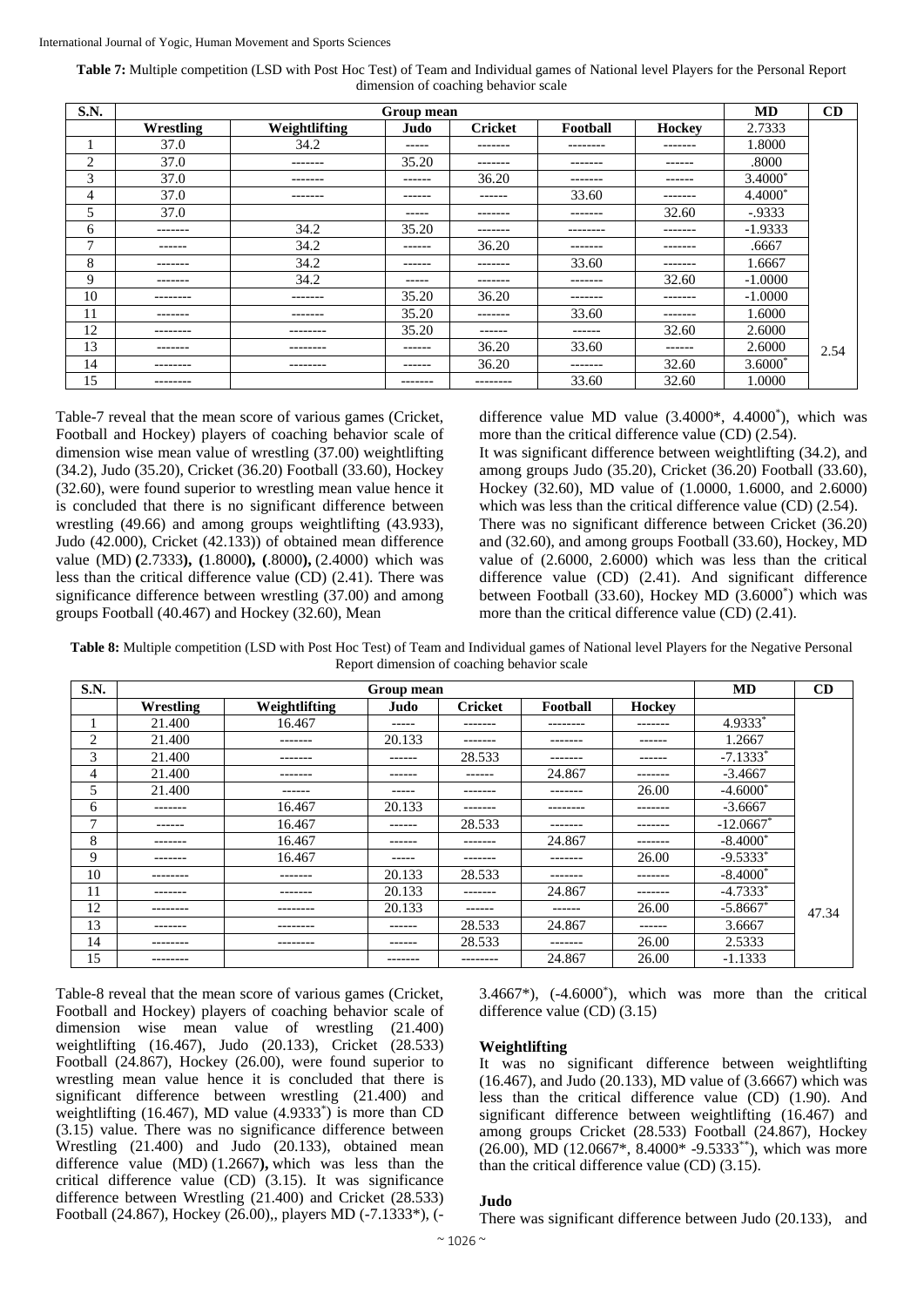**Table 7:** Multiple competition (LSD with Post Hoc Test) of Team and Individual games of National level Players for the Personal Report dimension of coaching behavior scale

| S.N. | Group mean | | | | | | MD | CD |
|---|---|---|---|---|---|---|---|---|
| | Wrestling | Weightlifting | Judo | Cricket | Football | Hockey | 2.7333 | |
| 1 | 37.0 | 34.2 | ----- | ------- | -------- | ------- | 1.8000 | |
| 2 | 37.0 | ------- | 35.20 | ------- | ------- | ------ | .8000 | |
| 3 | 37.0 | ------- | ------ | 36.20 | ------- | ------ | 3.4000* | |
| 4 | 37.0 | ------- | ------ | ------ | 33.60 | ------- | 4.4000* | |
| 5 | 37.0 | | ----- | ------- | ------- | 32.60 | -.9333 | |
| 6 | ------- | 34.2 | 35.20 | ------- | -------- | ------- | -1.9333 | |
| 7 | ------ | 34.2 | ------ | 36.20 | ------- | ------- | .6667 | |
| 8 | ------- | 34.2 | ------ | ------- | 33.60 | ------- | 1.6667 | |
| 9 | ------- | 34.2 | ----- | ------- | ------- | 32.60 | -1.0000 | |
| 10 | -------- | ------- | 35.20 | 36.20 | ------- | ------- | -1.0000 | |
| 11 | ------- | ------- | 35.20 | ------- | 33.60 | ------- | 1.6000 | |
| 12 | -------- | -------- | 35.20 | ------ | ------ | 32.60 | 2.6000 | |
| 13 | ------- | -------- | ------ | 36.20 | 33.60 | ------ | 2.6000 | 2.54 |
| 14 | -------- | -------- | ------ | 36.20 | ------- | 32.60 | 3.6000* | |
| 15 | -------- | | ------- | -------- | 33.60 | 32.60 | 1.0000 | |

Table-7 reveal that the mean score of various games (Cricket, Football and Hockey) players of coaching behavior scale of dimension wise mean value of wrestling (37.00) weightlifting (34.2), Judo (35.20), Cricket (36.20) Football (33.60), Hockey (32.60), were found superior to wrestling mean value hence it is concluded that there is no significant difference between wrestling (49.66) and among groups weightlifting (43.933), Judo (42.000), Cricket (42.133)) of obtained mean difference value (MD) **(**2.7333**), (**1.8000**), (**.8000**),** (2.4000) which was less than the critical difference value (CD) (2.41). There was significance difference between wrestling (37.00) and among groups Football (40.467) and Hockey (32.60), Mean difference value MD value (3.4000*, 4.4000*), which was more than the critical difference value (CD) (2.54).

It was significant difference between weightlifting (34.2), and among groups Judo (35.20), Cricket (36.20) Football (33.60), Hockey (32.60), MD value of (1.0000, 1.6000, and 2.6000) which was less than the critical difference value (CD) (2.54).

There was no significant difference between Cricket (36.20) and (32.60), and among groups Football (33.60), Hockey, MD value of (2.6000, 2.6000) which was less than the critical difference value (CD) (2.41). And significant difference between Football (33.60), Hockey MD (3.6000*) which was more than the critical difference value (CD) (2.41).

**Table 8:** Multiple competition (LSD with Post Hoc Test) of Team and Individual games of National level Players for the Negative Personal Report dimension of coaching behavior scale

| S.N. | Group mean | | | | | | MD | CD |
|---|---|---|---|---|---|---|---|---|
| | Wrestling | Weightlifting | Judo | Cricket | Football | Hockey | | |
| 1 | 21.400 | 16.467 | ----- | ------- | -------- | ------- | 4.9333* | |
| 2 | 21.400 | ------- | 20.133 | ------- | ------- | ------ | 1.2667 | |
| 3 | 21.400 | ------- | ------ | 28.533 | ------- | ------ | -7.1333* | |
| 4 | 21.400 | ------- | ------ | ------ | 24.867 | ------- | -3.4667 | |
| 5 | 21.400 | ------ | ----- | ------- | ------- | 26.00 | -4.6000* | |
| 6 | ------- | 16.467 | 20.133 | ------- | -------- | ------- | -3.6667 | |
| 7 | ------ | 16.467 | ------ | 28.533 | ------- | ------- | -12.0667* | |
| 8 | ------- | 16.467 | ------ | ------- | 24.867 | ------- | -8.4000* | |
| 9 | ------- | 16.467 | ----- | ------- | ------- | 26.00 | -9.5333* | |
| 10 | -------- | ------- | 20.133 | 28.533 | ------- | ------- | -8.4000* | |
| 11 | ------- | ------- | 20.133 | ------- | 24.867 | ------- | -4.7333* | |
| 12 | -------- | -------- | 20.133 | ------ | ------ | 26.00 | -5.8667* | 47.34 |
| 13 | ------- | -------- | ------ | 28.533 | 24.867 | ------ | 3.6667 | |
| 14 | -------- | -------- | ------ | 28.533 | ------- | 26.00 | 2.5333 | |
| 15 | -------- | | ------- | -------- | 24.867 | 26.00 | -1.1333 | |

Table-8 reveal that the mean score of various games (Cricket, Football and Hockey) players of coaching behavior scale of dimension wise mean value of wrestling (21.400) weightlifting (16.467), Judo (20.133), Cricket (28.533) Football (24.867), Hockey (26.00), were found superior to wrestling mean value hence it is concluded that there is significant difference between wrestling (21.400) and weightlifting (16.467), MD value (4.9333*) is more than CD (3.15) value. There was no significance difference between Wrestling (21.400) and Judo (20.133), obtained mean difference value (MD) (1.2667**),** which was less than the critical difference value (CD) (3.15). It was significance difference between Wrestling (21.400) and Cricket (28.533) Football (24.867), Hockey (26.00),, players MD (-7.1333*), (-3.4667*), (-4.6000*), which was more than the critical difference value (CD) (3.15)

### Weightlifting

It was no significant difference between weightlifting (16.467), and Judo (20.133), MD value of (3.6667) which was less than the critical difference value (CD) (1.90). And significant difference between weightlifting (16.467) and among groups Cricket (28.533) Football (24.867), Hockey (26.00), MD (12.0667*, 8.4000* -9.5333**), which was more than the critical difference value (CD) (3.15).

### Judo

There was significant difference between Judo (20.133), and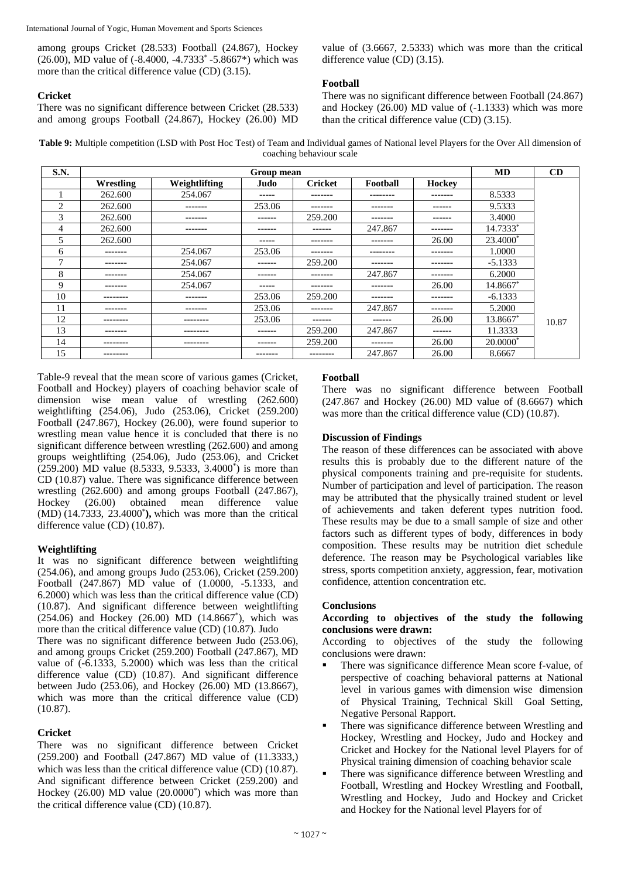among groups Cricket (28.533) Football (24.867), Hockey (26.00), MD value of (-8.4000, -4.7333* -5.8667*) which was more than the critical difference value (CD) (3.15).

**Cricket**

There was no significant difference between Cricket (28.533) and among groups Football (24.867), Hockey (26.00) MD value of (3.6667, 2.5333) which was more than the critical difference value (CD) (3.15).

**Football**

There was no significant difference between Football (24.867) and Hockey (26.00) MD value of (-1.1333) which was more than the critical difference value (CD) (3.15).

**Table 9:** Multiple competition (LSD with Post Hoc Test) of Team and Individual games of National level Players for the Over All dimension of coaching behaviour scale

| S.N. | Group mean | | | | | | MD | CD |
|---|---|---|---|---|---|---|---|---|
| | Wrestling | Weightlifting | Judo | Cricket | Football | Hockey | | |
| 1 | 262.600 | 254.067 | ----- | ------- | -------- | ------- | 8.5333 | |
| 2 | 262.600 | ------- | 253.06 | ------- | ------- | ------ | 9.5333 | |
| 3 | 262.600 | ------- | ------ | 259.200 | ------- | ------ | 3.4000 | |
| 4 | 262.600 | ------- | ------ | ------ | 247.867 | ------- | 14.7333* | |
| 5 | 262.600 | | ----- | ------- | ------- | 26.00 | 23.4000* | |
| 6 | ------- | 254.067 | 253.06 | ------- | -------- | ------- | 1.0000 | |
| 7 | ------- | 254.067 | ------ | 259.200 | ------- | ------- | -5.1333 | |
| 8 | ------- | 254.067 | ------ | ------- | 247.867 | ------- | 6.2000 | |
| 9 | ------- | 254.067 | ----- | ------- | ------- | 26.00 | 14.8667* | |
| 10 | -------- | ------- | 253.06 | 259.200 | ------- | ------- | -6.1333 | |
| 11 | ------- | ------- | 253.06 | ------- | 247.867 | ------- | 5.2000 | |
| 12 | -------- | -------- | 253.06 | ------ | ------ | 26.00 | 13.8667* | 10.87 |
| 13 | ------- | -------- | ------ | 259.200 | 247.867 | ------ | 11.3333 | |
| 14 | -------- | -------- | ------ | 259.200 | ------- | 26.00 | 20.0000* | |
| 15 | -------- | | ------- | -------- | 247.867 | 26.00 | 8.6667 | |

Table-9 reveal that the mean score of various games (Cricket, Football and Hockey) players of coaching behavior scale of dimension wise mean value of wrestling (262.600) weightlifting (254.06), Judo (253.06), Cricket (259.200) Football (247.867), Hockey (26.00), were found superior to wrestling mean value hence it is concluded that there is no significant difference between wrestling (262.600) and among groups weightlifting (254.06), Judo (253.06), and Cricket (259.200) MD value (8.5333, 9.5333, 3.4000*) is more than CD (10.87) value. There was significance difference between wrestling (262.600) and among groups Football (247.867), Hockey (26.00) obtained mean difference value (MD) (14.7333, 23.4000***),** which was more than the critical difference value (CD) (10.87).

**Weightlifting**

It was no significant difference between weightlifting (254.06), and among groups Judo (253.06), Cricket (259.200) Football (247.867) MD value of (1.0000, -5.1333, and 6.2000) which was less than the critical difference value (CD) (10.87). And significant difference between weightlifting (254.06) and Hockey (26.00) MD (14.8667*), which was more than the critical difference value (CD) (10.87). Judo

There was no significant difference between Judo (253.06), and among groups Cricket (259.200) Football (247.867), MD value of (-6.1333, 5.2000) which was less than the critical difference value (CD) (10.87). And significant difference between Judo (253.06), and Hockey (26.00) MD (13.8667), which was more than the critical difference value (CD) (10.87).

**Cricket**

There was no significant difference between Cricket (259.200) and Football (247.867) MD value of (11.3333,) which was less than the critical difference value (CD) (10.87). And significant difference between Cricket (259.200) and Hockey (26.00) MD value (20.0000*) which was more than the critical difference value (CD) (10.87).

**Football**

There was no significant difference between Football (247.867 and Hockey (26.00) MD value of (8.6667) which was more than the critical difference value (CD) (10.87).

**Discussion of Findings**

The reason of these differences can be associated with above results this is probably due to the different nature of the physical components training and pre-requisite for students. Number of participation and level of participation. The reason may be attributed that the physically trained student or level of achievements and taken deferent types nutrition food. These results may be due to a small sample of size and other factors such as different types of body, differences in body composition. These results may be nutrition diet schedule deference. The reason may be Psychological variables like stress, sports competition anxiety, aggression, fear, motivation confidence, attention concentration etc.

**Conclusions**

**According to objectives of the study the following conclusions were drawn:**

According to objectives of the study the following conclusions were drawn:

- There was significance difference Mean score f-value, of perspective of coaching behavioral patterns at National level in various games with dimension wise dimension of Physical Training, Technical Skill Goal Setting, Negative Personal Rapport.
- There was significance difference between Wrestling and Hockey, Wrestling and Hockey, Judo and Hockey and Cricket and Hockey for the National level Players for of Physical training dimension of coaching behavior scale
- There was significance difference between Wrestling and Football, Wrestling and Hockey Wrestling and Football, Wrestling and Hockey, Judo and Hockey and Cricket and Hockey for the National level Players for of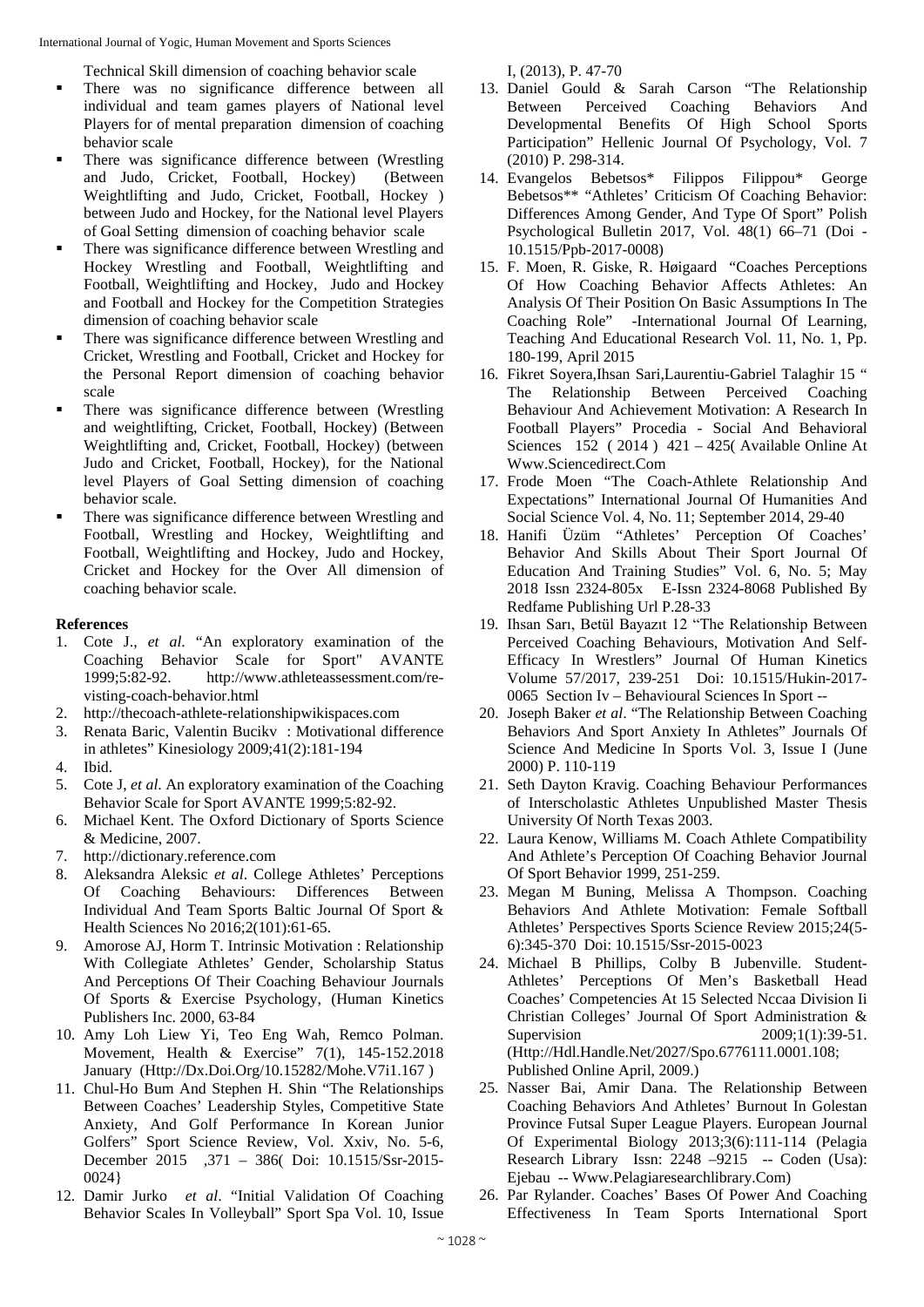Technical Skill dimension of coaching behavior scale

- There was no significance difference between all individual and team games players of National level Players for of mental preparation dimension of coaching behavior scale
- There was significance difference between (Wrestling and Judo, Cricket, Football, Hockey) (Between Weightlifting and Judo, Cricket, Football, Hockey ) between Judo and Hockey, for the National level Players of Goal Setting dimension of coaching behavior scale
- There was significance difference between Wrestling and Hockey Wrestling and Football, Weightlifting and Football, Weightlifting and Hockey, Judo and Hockey and Football and Hockey for the Competition Strategies dimension of coaching behavior scale
- There was significance difference between Wrestling and Cricket, Wrestling and Football, Cricket and Hockey for the Personal Report dimension of coaching behavior scale
- There was significance difference between (Wrestling and weightlifting, Cricket, Football, Hockey) (Between Weightlifting and, Cricket, Football, Hockey) (between Judo and Cricket, Football, Hockey), for the National level Players of Goal Setting dimension of coaching behavior scale.
- There was significance difference between Wrestling and Football, Wrestling and Hockey, Weightlifting and Football, Weightlifting and Hockey, Judo and Hockey, Cricket and Hockey for the Over All dimension of coaching behavior scale.

## References

1. Cote J., *et al*. "An exploratory examination of the Coaching Behavior Scale for Sport" AVANTE 1999;5:82-92. http://www.athleteassessment.com/re-visting-coach-behavior.html
2. http://thecoach-athlete-relationshipwikispaces.com
3. Renata Baric, Valentin Bucikv : Motivational difference in athletes" Kinesiology 2009;41(2):181-194
4. Ibid.
5. Cote J, *et al*. An exploratory examination of the Coaching Behavior Scale for Sport AVANTE 1999;5:82-92.
6. Michael Kent. The Oxford Dictionary of Sports Science & Medicine, 2007.
7. http://dictionary.reference.com
8. Aleksandra Aleksic *et al*. College Athletes' Perceptions Of Coaching Behaviours: Differences Between Individual And Team Sports Baltic Journal Of Sport & Health Sciences No 2016;2(101):61-65.
9. Amorose AJ, Horm T. Intrinsic Motivation : Relationship With Collegiate Athletes' Gender, Scholarship Status And Perceptions Of Their Coaching Behaviour Journals Of Sports & Exercise Psychology, (Human Kinetics Publishers Inc. 2000, 63-84
10. Amy Loh Liew Yi, Teo Eng Wah, Remco Polman. Movement, Health & Exercise" 7(1), 145-152.2018 January (Http://Dx.Doi.Org/10.15282/Mohe.V7i1.167 )
11. Chul-Ho Bum And Stephen H. Shin "The Relationships Between Coaches' Leadership Styles, Competitive State Anxiety, And Golf Performance In Korean Junior Golfers" Sport Science Review, Vol. Xxiv, No. 5-6, December 2015 ,371 – 386( Doi: 10.1515/Ssr-2015-0024}
12. Damir Jurko *et al*. "Initial Validation Of Coaching Behavior Scales In Volleyball" Sport Spa Vol. 10, Issue I, (2013), P. 47-70
13. Daniel Gould & Sarah Carson "The Relationship Between Perceived Coaching Behaviors And Developmental Benefits Of High School Sports Participation" Hellenic Journal Of Psychology, Vol. 7 (2010) P. 298-314.
14. Evangelos Bebetsos* Filippos Filippou* George Bebetsos** "Athletes' Criticism Of Coaching Behavior: Differences Among Gender, And Type Of Sport" Polish Psychological Bulletin 2017, Vol. 48(1) 66–71 (Doi - 10.1515/Ppb-2017-0008)
15. F. Moen, R. Giske, R. Høigaard "Coaches Perceptions Of How Coaching Behavior Affects Athletes: An Analysis Of Their Position On Basic Assumptions In The Coaching Role" -International Journal Of Learning, Teaching And Educational Research Vol. 11, No. 1, Pp. 180-199, April 2015
16. Fikret Soyera,Ihsan Sari,Laurentiu-Gabriel Talaghir 15 " The Relationship Between Perceived Coaching Behaviour And Achievement Motivation: A Research In Football Players" Procedia - Social And Behavioral Sciences 152 ( 2014 ) 421 – 425( Available Online At Www.Sciencedirect.Com
17. Frode Moen "The Coach-Athlete Relationship And Expectations" International Journal Of Humanities And Social Science Vol. 4, No. 11; September 2014, 29-40
18. Hanifi Üzüm "Athletes' Perception Of Coaches' Behavior And Skills About Their Sport Journal Of Education And Training Studies" Vol. 6, No. 5; May 2018 Issn 2324-805x E-Issn 2324-8068 Published By Redfame Publishing Url P.28-33
19. Ihsan Sarı, Betül Bayazıt 12 "The Relationship Between Perceived Coaching Behaviours, Motivation And Self-Efficacy In Wrestlers" Journal Of Human Kinetics Volume 57/2017, 239-251 Doi: 10.1515/Hukin-2017-0065 Section Iv – Behavioural Sciences In Sport --
20. Joseph Baker *et al*. "The Relationship Between Coaching Behaviors And Sport Anxiety In Athletes" Journals Of Science And Medicine In Sports Vol. 3, Issue I (June 2000) P. 110-119
21. Seth Dayton Kravig. Coaching Behaviour Performances of Interscholastic Athletes Unpublished Master Thesis University Of North Texas 2003.
22. Laura Kenow, Williams M. Coach Athlete Compatibility And Athlete's Perception Of Coaching Behavior Journal Of Sport Behavior 1999, 251-259.
23. Megan M Buning, Melissa A Thompson. Coaching Behaviors And Athlete Motivation: Female Softball Athletes' Perspectives Sports Science Review 2015;24(5-6):345-370 Doi: 10.1515/Ssr-2015-0023
24. Michael B Phillips, Colby B Jubenville. Student-Athletes' Perceptions Of Men's Basketball Head Coaches' Competencies At 15 Selected Nccaa Division Ii Christian Colleges' Journal Of Sport Administration & Supervision 2009;1(1):39-51. (Http://Hdl.Handle.Net/2027/Spo.6776111.0001.108; Published Online April, 2009.)
25. Nasser Bai, Amir Dana. The Relationship Between Coaching Behaviors And Athletes' Burnout In Golestan Province Futsal Super League Players. European Journal Of Experimental Biology 2013;3(6):111-114 (Pelagia Research Library Issn: 2248 –9215 -- Coden (Usa): Ejebau -- Www.Pelagiaresearchlibrary.Com)
26. Par Rylander. Coaches' Bases Of Power And Coaching Effectiveness In Team Sports International Sport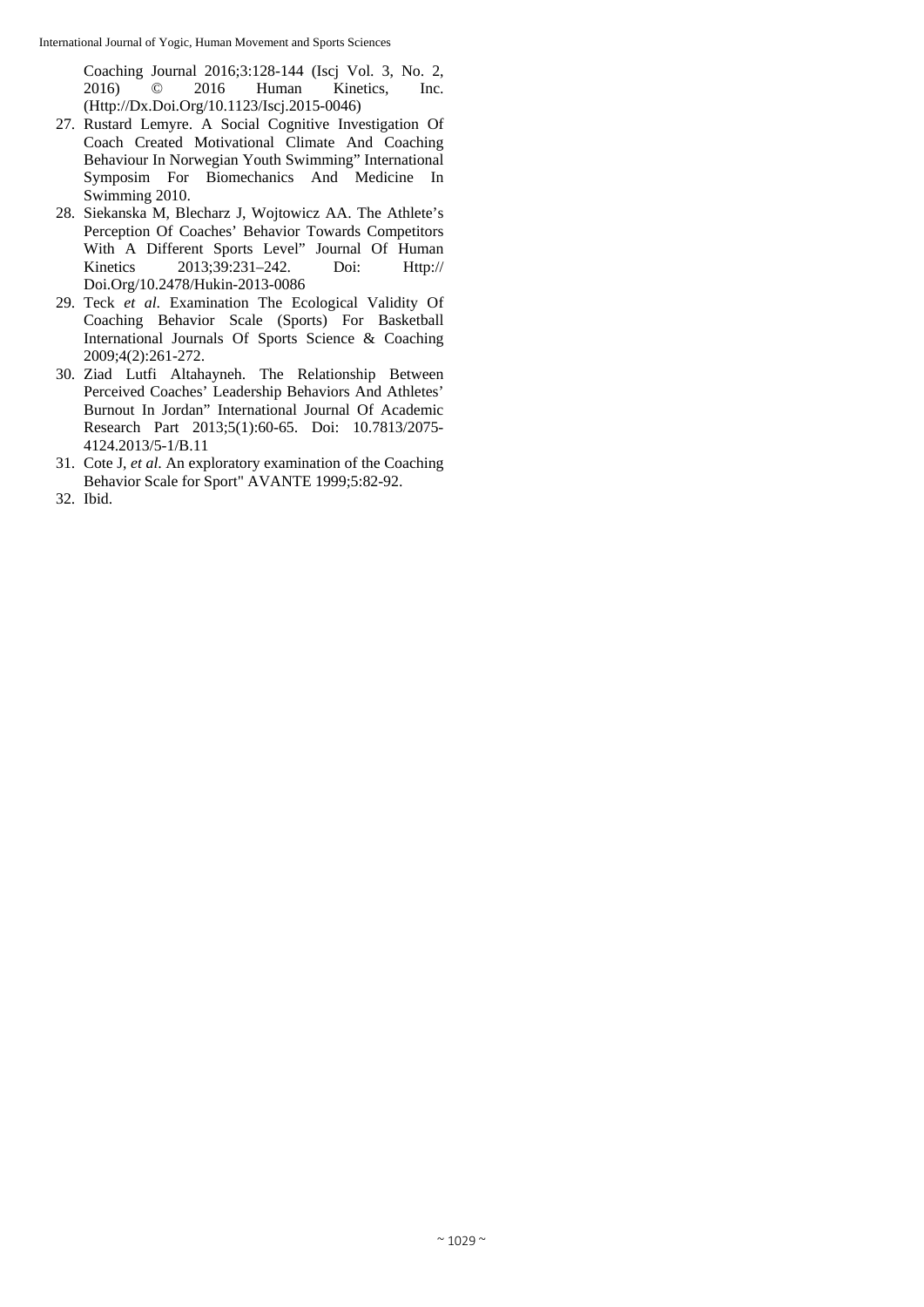Coaching Journal 2016;3:128-144 (Iscj Vol. 3, No. 2, 2016) © 2016 Human Kinetics, Inc. (Http://Dx.Doi.Org/10.1123/Iscj.2015-0046)

27. Rustard Lemyre. A Social Cognitive Investigation Of Coach Created Motivational Climate And Coaching Behaviour In Norwegian Youth Swimming" International Symposim For Biomechanics And Medicine In Swimming 2010.
28. Siekanska M, Blecharz J, Wojtowicz AA. The Athlete's Perception Of Coaches' Behavior Towards Competitors With A Different Sports Level" Journal Of Human Kinetics 2013;39:231–242. Doi: Http:// Doi.Org/10.2478/Hukin-2013-0086
29. Teck *et al*. Examination The Ecological Validity Of Coaching Behavior Scale (Sports) For Basketball International Journals Of Sports Science & Coaching 2009;4(2):261-272.
30. Ziad Lutfi Altahayneh. The Relationship Between Perceived Coaches' Leadership Behaviors And Athletes' Burnout In Jordan" International Journal Of Academic Research Part 2013;5(1):60-65. Doi: 10.7813/2075-4124.2013/5-1/B.11
31. Cote J, *et al*. An exploratory examination of the Coaching Behavior Scale for Sport" AVANTE 1999;5:82-92.
32. Ibid.